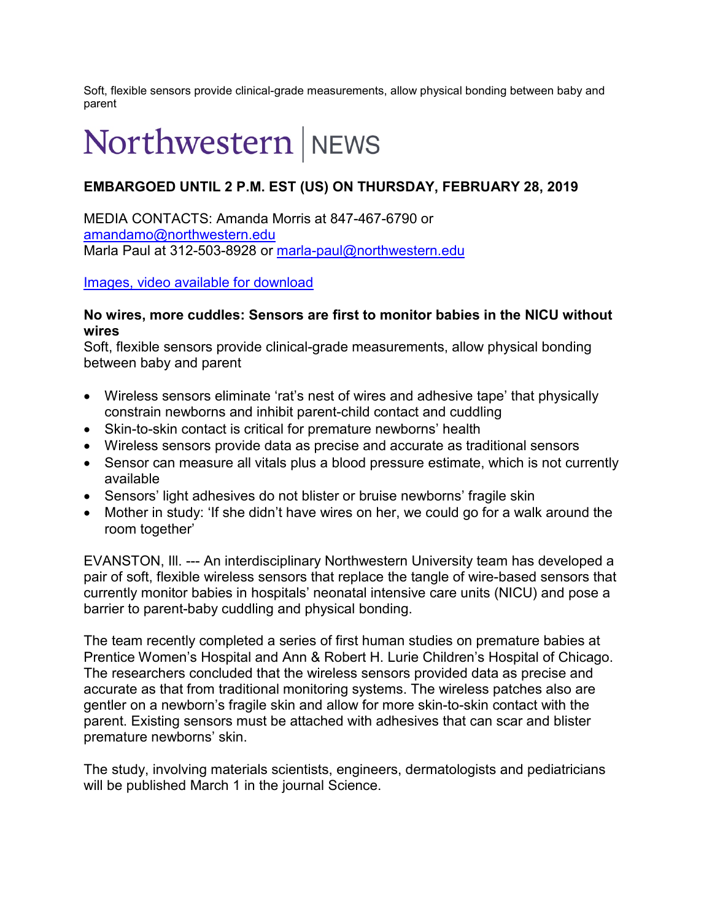Soft, flexible sensors provide clinical-grade measurements, allow physical bonding between baby and parent

# Northwestern | NEWS

**EMBARGOED UNTIL 2 P.M. EST (US) ON THURSDAY, FEBRUARY 28, 2019**

MEDIA CONTACTS: Amanda Morris at 847-467-6790 or amandamo@northwestern.edu
Marla Paul at 312-503-8928 or marla-paul@northwestern.edu

Images, video available for download

**No wires, more cuddles: Sensors are first to monitor babies in the NICU without wires**
Soft, flexible sensors provide clinical-grade measurements, allow physical bonding between baby and parent

- Wireless sensors eliminate 'rat's nest of wires and adhesive tape' that physically constrain newborns and inhibit parent-child contact and cuddling
- Skin-to-skin contact is critical for premature newborns' health
- Wireless sensors provide data as precise and accurate as traditional sensors
- Sensor can measure all vitals plus a blood pressure estimate, which is not currently available
- Sensors' light adhesives do not blister or bruise newborns' fragile skin
- Mother in study: 'If she didn't have wires on her, we could go for a walk around the room together'

EVANSTON, Ill. --- An interdisciplinary Northwestern University team has developed a pair of soft, flexible wireless sensors that replace the tangle of wire-based sensors that currently monitor babies in hospitals' neonatal intensive care units (NICU) and pose a barrier to parent-baby cuddling and physical bonding.

The team recently completed a series of first human studies on premature babies at Prentice Women's Hospital and Ann & Robert H. Lurie Children's Hospital of Chicago. The researchers concluded that the wireless sensors provided data as precise and accurate as that from traditional monitoring systems. The wireless patches also are gentler on a newborn's fragile skin and allow for more skin-to-skin contact with the parent. Existing sensors must be attached with adhesives that can scar and blister premature newborns' skin.

The study, involving materials scientists, engineers, dermatologists and pediatricians will be published March 1 in the journal Science.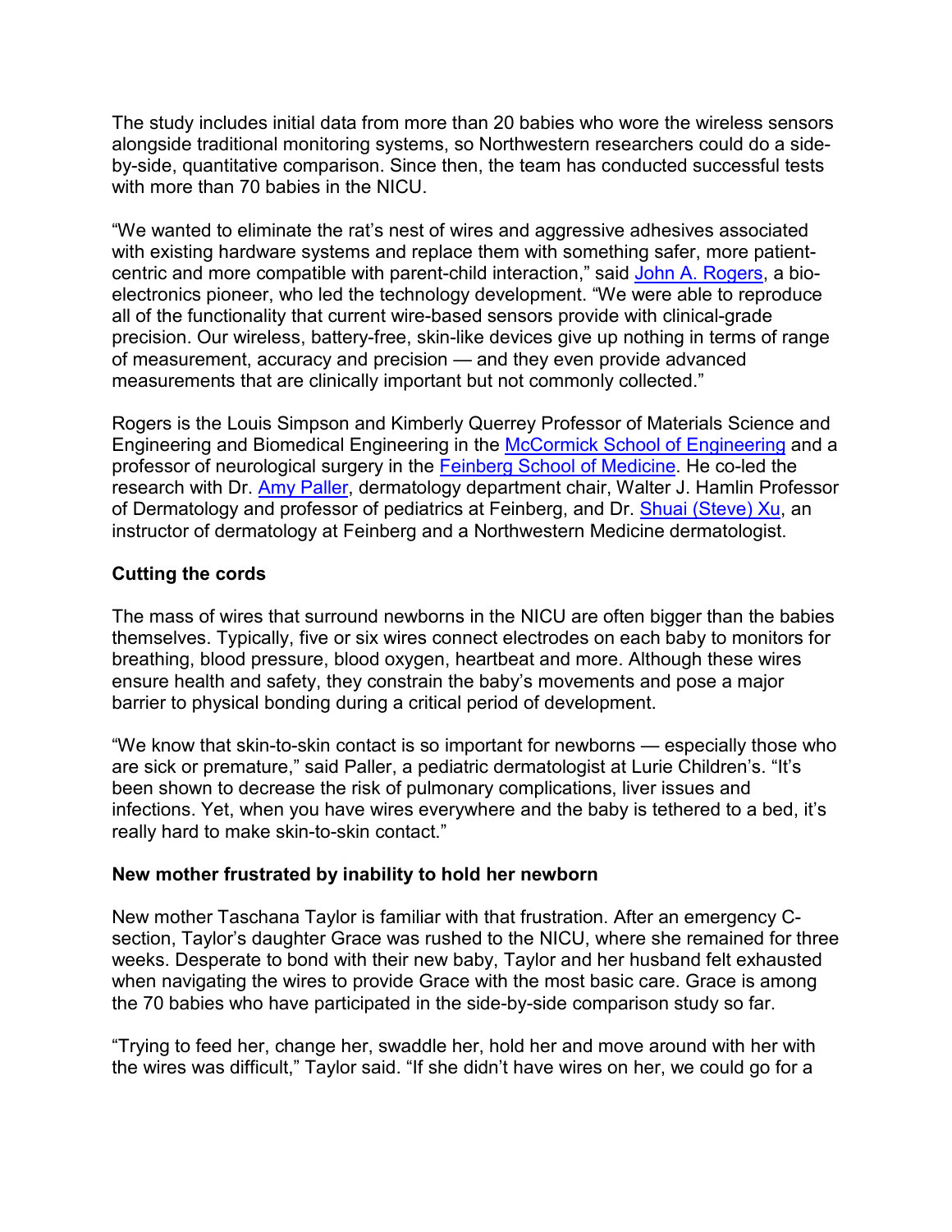The study includes initial data from more than 20 babies who wore the wireless sensors alongside traditional monitoring systems, so Northwestern researchers could do a side-by-side, quantitative comparison. Since then, the team has conducted successful tests with more than 70 babies in the NICU.

"We wanted to eliminate the rat's nest of wires and aggressive adhesives associated with existing hardware systems and replace them with something safer, more patient-centric and more compatible with parent-child interaction," said John A. Rogers, a bio-electronics pioneer, who led the technology development. "We were able to reproduce all of the functionality that current wire-based sensors provide with clinical-grade precision. Our wireless, battery-free, skin-like devices give up nothing in terms of range of measurement, accuracy and precision — and they even provide advanced measurements that are clinically important but not commonly collected."

Rogers is the Louis Simpson and Kimberly Querrey Professor of Materials Science and Engineering and Biomedical Engineering in the McCormick School of Engineering and a professor of neurological surgery in the Feinberg School of Medicine. He co-led the research with Dr. Amy Paller, dermatology department chair, Walter J. Hamlin Professor of Dermatology and professor of pediatrics at Feinberg, and Dr. Shuai (Steve) Xu, an instructor of dermatology at Feinberg and a Northwestern Medicine dermatologist.

**Cutting the cords**

The mass of wires that surround newborns in the NICU are often bigger than the babies themselves. Typically, five or six wires connect electrodes on each baby to monitors for breathing, blood pressure, blood oxygen, heartbeat and more. Although these wires ensure health and safety, they constrain the baby's movements and pose a major barrier to physical bonding during a critical period of development.

"We know that skin-to-skin contact is so important for newborns — especially those who are sick or premature," said Paller, a pediatric dermatologist at Lurie Children's. "It's been shown to decrease the risk of pulmonary complications, liver issues and infections. Yet, when you have wires everywhere and the baby is tethered to a bed, it's really hard to make skin-to-skin contact."

**New mother frustrated by inability to hold her newborn**

New mother Taschana Taylor is familiar with that frustration. After an emergency C-section, Taylor's daughter Grace was rushed to the NICU, where she remained for three weeks. Desperate to bond with their new baby, Taylor and her husband felt exhausted when navigating the wires to provide Grace with the most basic care. Grace is among the 70 babies who have participated in the side-by-side comparison study so far.

"Trying to feed her, change her, swaddle her, hold her and move around with her with the wires was difficult," Taylor said. "If she didn't have wires on her, we could go for a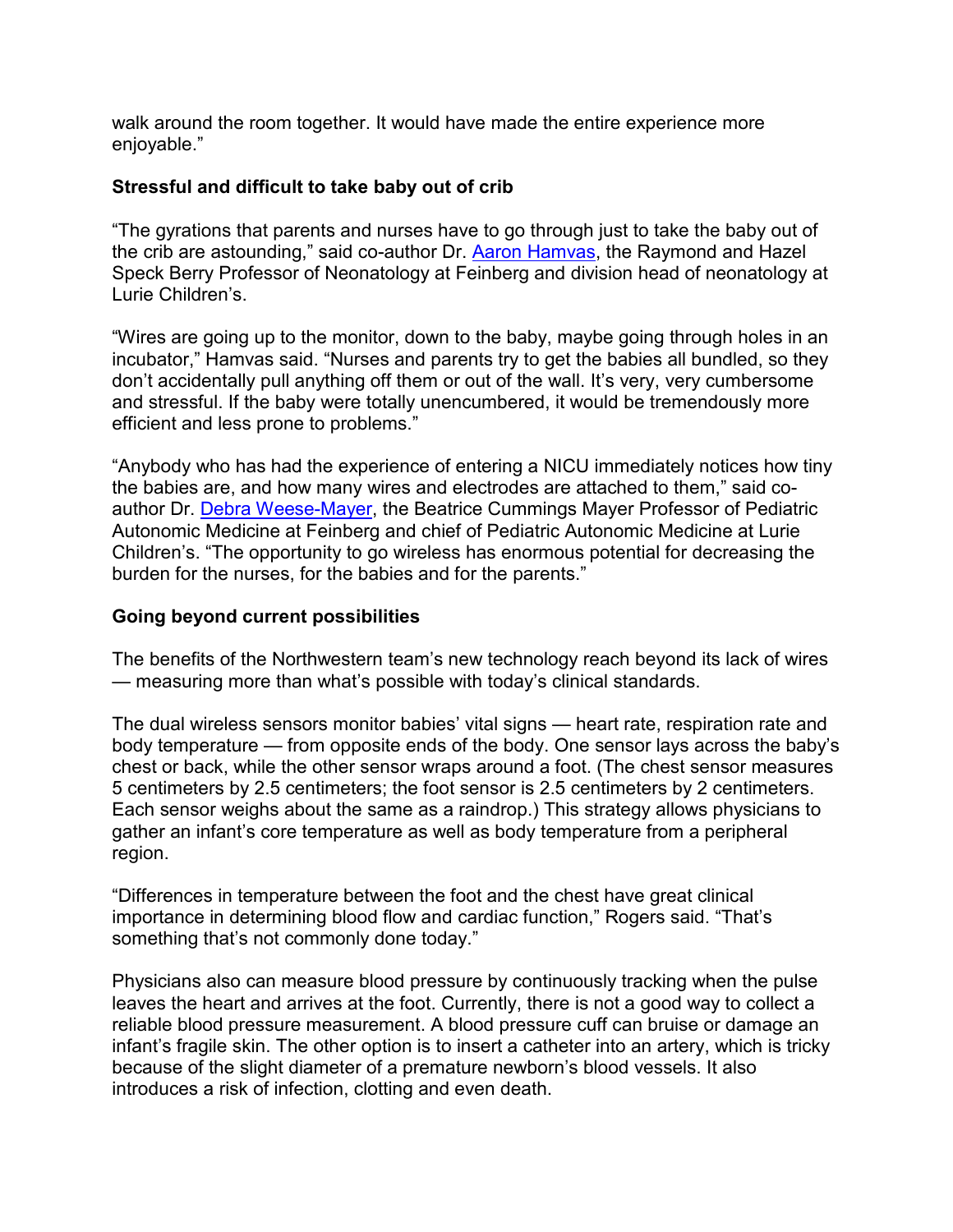walk around the room together. It would have made the entire experience more enjoyable."

**Stressful and difficult to take baby out of crib**

"The gyrations that parents and nurses have to go through just to take the baby out of the crib are astounding," said co-author Dr. [Aaron Hamvas](), the Raymond and Hazel Speck Berry Professor of Neonatology at Feinberg and division head of neonatology at Lurie Children's.

"Wires are going up to the monitor, down to the baby, maybe going through holes in an incubator," Hamvas said. "Nurses and parents try to get the babies all bundled, so they don't accidentally pull anything off them or out of the wall. It's very, very cumbersome and stressful. If the baby were totally unencumbered, it would be tremendously more efficient and less prone to problems."

"Anybody who has had the experience of entering a NICU immediately notices how tiny the babies are, and how many wires and electrodes are attached to them," said co-author Dr. [Debra Weese-Mayer](), the Beatrice Cummings Mayer Professor of Pediatric Autonomic Medicine at Feinberg and chief of Pediatric Autonomic Medicine at Lurie Children's. "The opportunity to go wireless has enormous potential for decreasing the burden for the nurses, for the babies and for the parents."

**Going beyond current possibilities**

The benefits of the Northwestern team's new technology reach beyond its lack of wires — measuring more than what's possible with today's clinical standards.

The dual wireless sensors monitor babies' vital signs — heart rate, respiration rate and body temperature — from opposite ends of the body. One sensor lays across the baby's chest or back, while the other sensor wraps around a foot. (The chest sensor measures 5 centimeters by 2.5 centimeters; the foot sensor is 2.5 centimeters by 2 centimeters. Each sensor weighs about the same as a raindrop.) This strategy allows physicians to gather an infant's core temperature as well as body temperature from a peripheral region.

"Differences in temperature between the foot and the chest have great clinical importance in determining blood flow and cardiac function," Rogers said. "That's something that's not commonly done today."

Physicians also can measure blood pressure by continuously tracking when the pulse leaves the heart and arrives at the foot. Currently, there is not a good way to collect a reliable blood pressure measurement. A blood pressure cuff can bruise or damage an infant's fragile skin. The other option is to insert a catheter into an artery, which is tricky because of the slight diameter of a premature newborn's blood vessels. It also introduces a risk of infection, clotting and even death.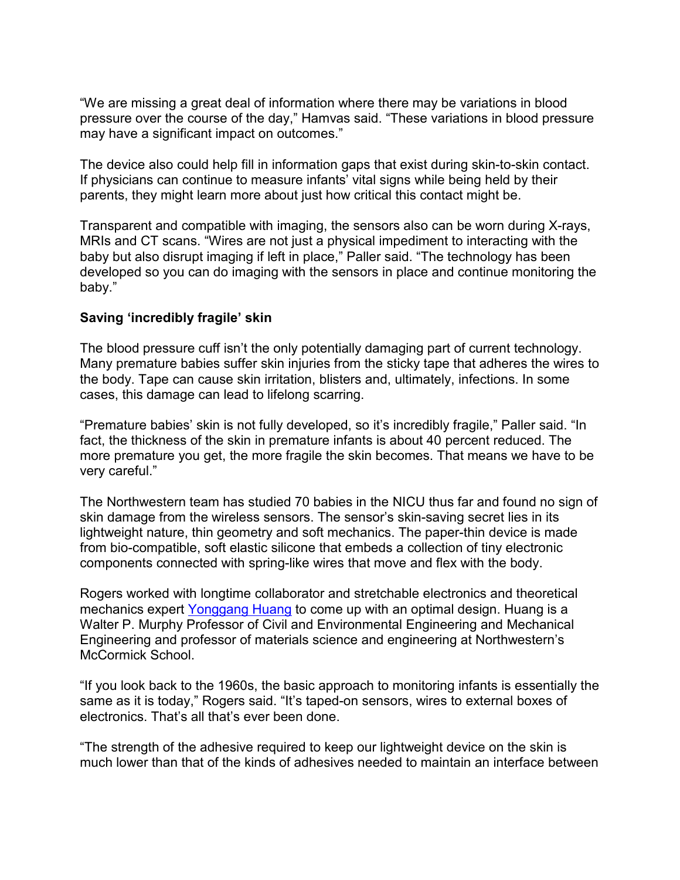"We are missing a great deal of information where there may be variations in blood pressure over the course of the day," Hamvas said. "These variations in blood pressure may have a significant impact on outcomes."

The device also could help fill in information gaps that exist during skin-to-skin contact. If physicians can continue to measure infants' vital signs while being held by their parents, they might learn more about just how critical this contact might be.

Transparent and compatible with imaging, the sensors also can be worn during X-rays, MRIs and CT scans. "Wires are not just a physical impediment to interacting with the baby but also disrupt imaging if left in place," Paller said. "The technology has been developed so you can do imaging with the sensors in place and continue monitoring the baby."

**Saving 'incredibly fragile' skin**

The blood pressure cuff isn't the only potentially damaging part of current technology. Many premature babies suffer skin injuries from the sticky tape that adheres the wires to the body. Tape can cause skin irritation, blisters and, ultimately, infections. In some cases, this damage can lead to lifelong scarring.

"Premature babies' skin is not fully developed, so it's incredibly fragile," Paller said. "In fact, the thickness of the skin in premature infants is about 40 percent reduced. The more premature you get, the more fragile the skin becomes. That means we have to be very careful."

The Northwestern team has studied 70 babies in the NICU thus far and found no sign of skin damage from the wireless sensors. The sensor's skin-saving secret lies in its lightweight nature, thin geometry and soft mechanics. The paper-thin device is made from bio-compatible, soft elastic silicone that embeds a collection of tiny electronic components connected with spring-like wires that move and flex with the body.

Rogers worked with longtime collaborator and stretchable electronics and theoretical mechanics expert [Yonggang Huang](Yonggang Huang) to come up with an optimal design. Huang is a Walter P. Murphy Professor of Civil and Environmental Engineering and Mechanical Engineering and professor of materials science and engineering at Northwestern's McCormick School.

"If you look back to the 1960s, the basic approach to monitoring infants is essentially the same as it is today," Rogers said. "It's taped-on sensors, wires to external boxes of electronics. That's all that's ever been done.

"The strength of the adhesive required to keep our lightweight device on the skin is much lower than that of the kinds of adhesives needed to maintain an interface between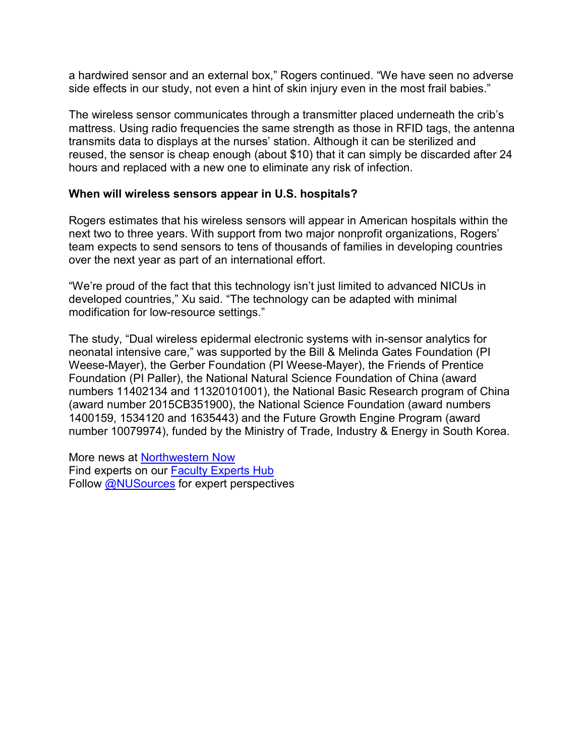a hardwired sensor and an external box," Rogers continued. "We have seen no adverse side effects in our study, not even a hint of skin injury even in the most frail babies."

The wireless sensor communicates through a transmitter placed underneath the crib's mattress. Using radio frequencies the same strength as those in RFID tags, the antenna transmits data to displays at the nurses' station. Although it can be sterilized and reused, the sensor is cheap enough (about $10) that it can simply be discarded after 24 hours and replaced with a new one to eliminate any risk of infection.

**When will wireless sensors appear in U.S. hospitals?**

Rogers estimates that his wireless sensors will appear in American hospitals within the next two to three years. With support from two major nonprofit organizations, Rogers' team expects to send sensors to tens of thousands of families in developing countries over the next year as part of an international effort.

"We're proud of the fact that this technology isn't just limited to advanced NICUs in developed countries," Xu said. "The technology can be adapted with minimal modification for low-resource settings."

The study, "Dual wireless epidermal electronic systems with in-sensor analytics for neonatal intensive care," was supported by the Bill & Melinda Gates Foundation (PI Weese-Mayer), the Gerber Foundation (PI Weese-Mayer), the Friends of Prentice Foundation (PI Paller), the National Natural Science Foundation of China (award numbers 11402134 and 11320101001), the National Basic Research program of China (award number 2015CB351900), the National Science Foundation (award numbers 1400159, 1534120 and 1635443) and the Future Growth Engine Program (award number 10079974), funded by the Ministry of Trade, Industry & Energy in South Korea.

More news at Northwestern Now
Find experts on our Faculty Experts Hub
Follow @NUSources for expert perspectives